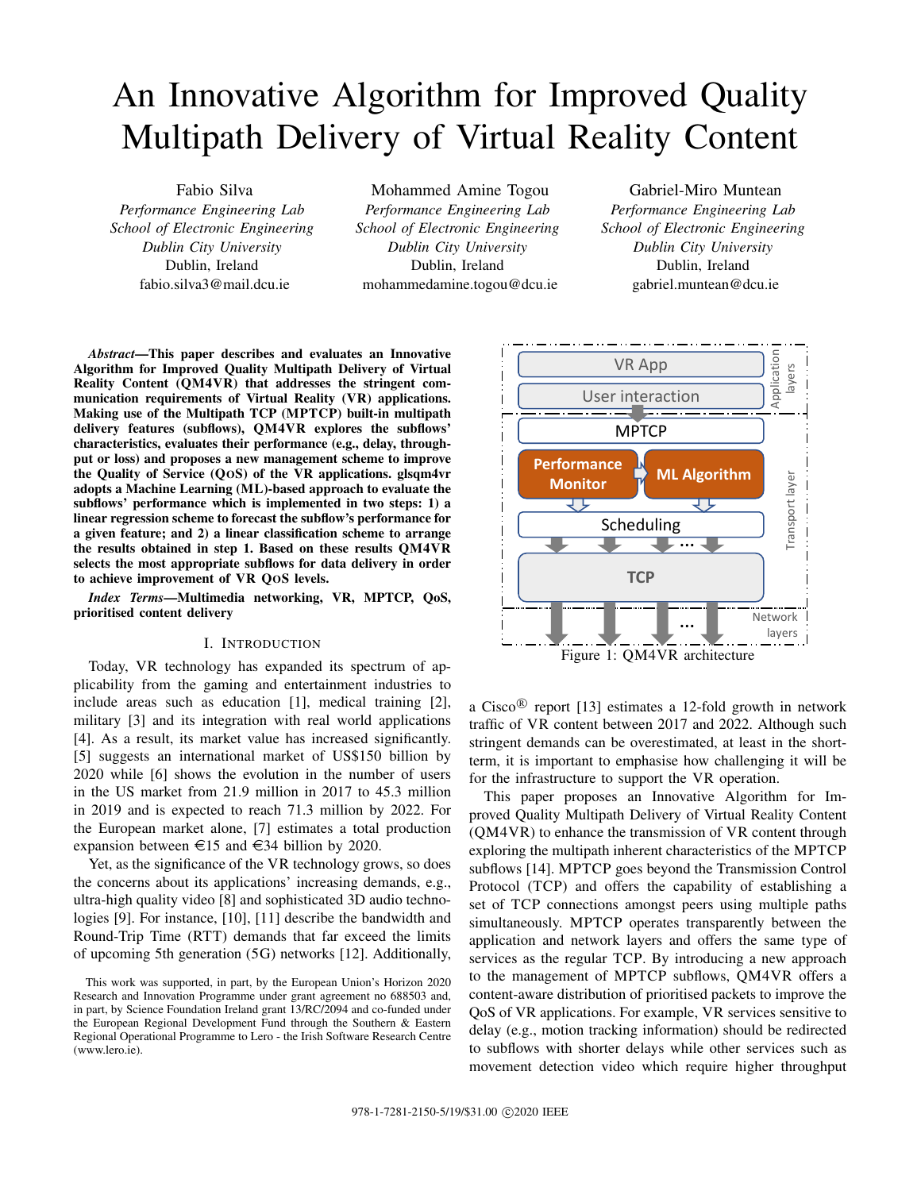# An Innovative Algorithm for Improved Quality Multipath Delivery of Virtual Reality Content

Fabio Silva
*Performance Engineering Lab*
*School of Electronic Engineering*
*Dublin City University*
Dublin, Ireland
fabio.silva3@mail.dcu.ie

Mohammed Amine Togou
*Performance Engineering Lab*
*School of Electronic Engineering*
*Dublin City University*
Dublin, Ireland
mohammedamine.togou@dcu.ie

Gabriel-Miro Muntean
*Performance Engineering Lab*
*School of Electronic Engineering*
*Dublin City University*
Dublin, Ireland
gabriel.muntean@dcu.ie

***Abstract*—This paper describes and evaluates an Innovative Algorithm for Improved Quality Multipath Delivery of Virtual Reality Content (QM4VR) that addresses the stringent communication requirements of Virtual Reality (VR) applications. Making use of the Multipath TCP (MPTCP) built-in multipath delivery features (subflows), QM4VR explores the subflows' characteristics, evaluates their performance (e.g., delay, throughput or loss) and proposes a new management scheme to improve the Quality of Service (QoS) of the VR applications. glsqm4vr adopts a Machine Learning (ML)-based approach to evaluate the subflows' performance which is implemented in two steps: 1) a linear regression scheme to forecast the subflow's performance for a given feature; and 2) a linear classification scheme to arrange the results obtained in step 1. Based on these results QM4VR selects the most appropriate subflows for data delivery in order to achieve improvement of VR QoS levels.**

***Index Terms*—Multimedia networking, VR, MPTCP, QoS, prioritised content delivery**

## I. Introduction

Today, VR technology has expanded its spectrum of applicability from the gaming and entertainment industries to include areas such as education [1], medical training [2], military [3] and its integration with real world applications [4]. As a result, its market value has increased significantly. [5] suggests an international market of US$150 billion by 2020 while [6] shows the evolution in the number of users in the US market from 21.9 million in 2017 to 45.3 million in 2019 and is expected to reach 71.3 million by 2022. For the European market alone, [7] estimates a total production expansion between €15 and €34 billion by 2020.

Yet, as the significance of the VR technology grows, so does the concerns about its applications' increasing demands, e.g., ultra-high quality video [8] and sophisticated 3D audio technologies [9]. For instance, [10], [11] describe the bandwidth and Round-Trip Time (RTT) demands that far exceed the limits of upcoming 5th generation (5G) networks [12]. Additionally, a Cisco® report [13] estimates a 12-fold growth in network traffic of VR content between 2017 and 2022. Although such stringent demands can be overestimated, at least in the short-term, it is important to emphasise how challenging it will be for the infrastructure to support the VR operation.

This work was supported, in part, by the European Union's Horizon 2020 Research and Innovation Programme under grant agreement no 688503 and, in part, by Science Foundation Ireland grant 13/RC/2094 and co-funded under the European Regional Development Fund through the Southern & Eastern Regional Operational Programme to Lero - the Irish Software Research Centre (www.lero.ie).

Figure 1: QM4VR architecture

This paper proposes an Innovative Algorithm for Improved Quality Multipath Delivery of Virtual Reality Content (QM4VR) to enhance the transmission of VR content through exploring the multipath inherent characteristics of the MPTCP subflows [14]. MPTCP goes beyond the Transmission Control Protocol (TCP) and offers the capability of establishing a set of TCP connections amongst peers using multiple paths simultaneously. MPTCP operates transparently between the application and network layers and offers the same type of services as the regular TCP. By introducing a new approach to the management of MPTCP subflows, QM4VR offers a content-aware distribution of prioritised packets to improve the QoS of VR applications. For example, VR services sensitive to delay (e.g., motion tracking information) should be redirected to subflows with shorter delays while other services such as movement detection video which require higher throughput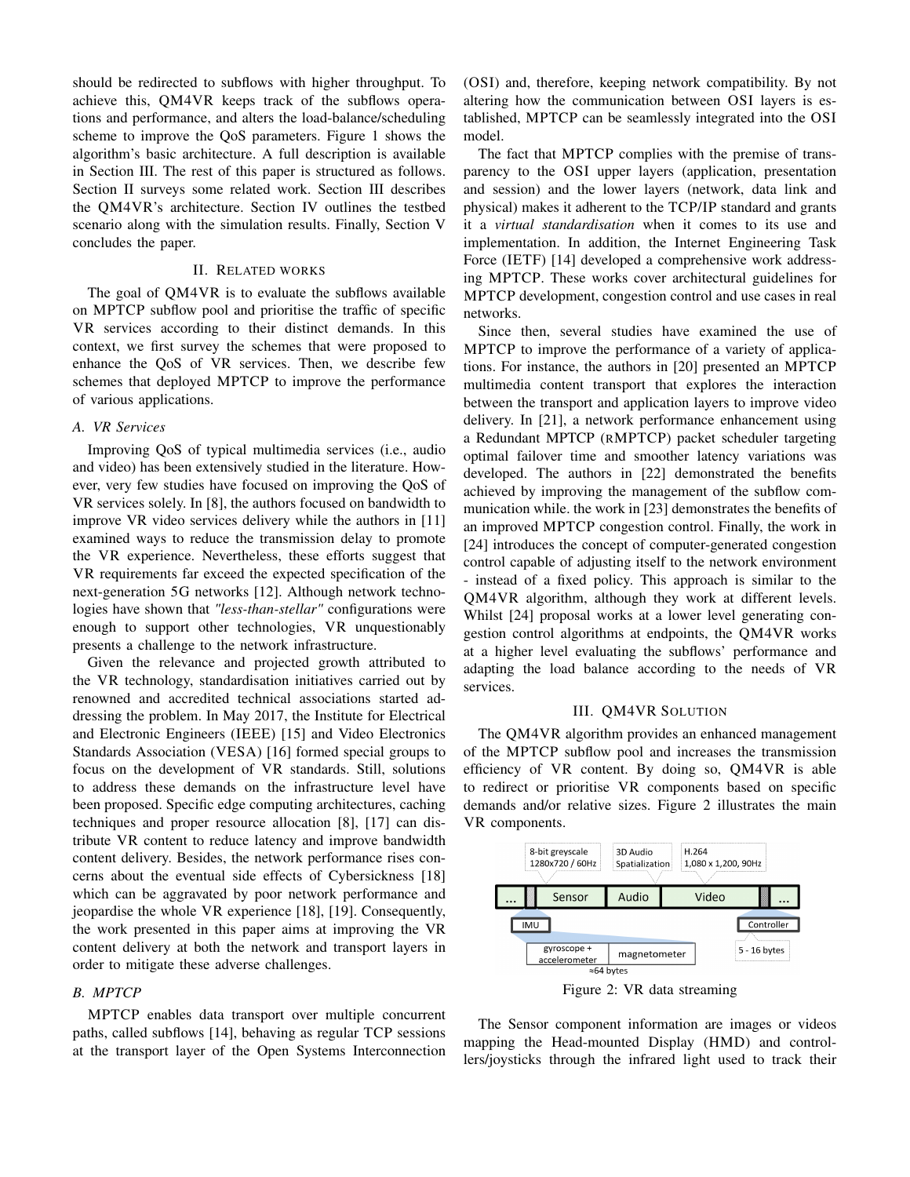should be redirected to subflows with higher throughput. To achieve this, QM4VR keeps track of the subflows operations and performance, and alters the load-balance/scheduling scheme to improve the QoS parameters. Figure 1 shows the algorithm's basic architecture. A full description is available in Section III. The rest of this paper is structured as follows. Section II surveys some related work. Section III describes the QM4VR's architecture. Section IV outlines the testbed scenario along with the simulation results. Finally, Section V concludes the paper.

## II. Related works

The goal of QM4VR is to evaluate the subflows available on MPTCP subflow pool and prioritise the traffic of specific VR services according to their distinct demands. In this context, we first survey the schemes that were proposed to enhance the QoS of VR services. Then, we describe few schemes that deployed MPTCP to improve the performance of various applications.

### A. VR Services

Improving QoS of typical multimedia services (i.e., audio and video) has been extensively studied in the literature. However, very few studies have focused on improving the QoS of VR services solely. In [8], the authors focused on bandwidth to improve VR video services delivery while the authors in [11] examined ways to reduce the transmission delay to promote the VR experience. Nevertheless, these efforts suggest that VR requirements far exceed the expected specification of the next-generation 5G networks [12]. Although network technologies have shown that *"less-than-stellar"* configurations were enough to support other technologies, VR unquestionably presents a challenge to the network infrastructure.

Given the relevance and projected growth attributed to the VR technology, standardisation initiatives carried out by renowned and accredited technical associations started addressing the problem. In May 2017, the Institute for Electrical and Electronic Engineers (IEEE) [15] and Video Electronics Standards Association (VESA) [16] formed special groups to focus on the development of VR standards. Still, solutions to address these demands on the infrastructure level have been proposed. Specific edge computing architectures, caching techniques and proper resource allocation [8], [17] can distribute VR content to reduce latency and improve bandwidth content delivery. Besides, the network performance rises concerns about the eventual side effects of Cybersickness [18] which can be aggravated by poor network performance and jeopardise the whole VR experience [18], [19]. Consequently, the work presented in this paper aims at improving the VR content delivery at both the network and transport layers in order to mitigate these adverse challenges.

### B. MPTCP

MPTCP enables data transport over multiple concurrent paths, called subflows [14], behaving as regular TCP sessions at the transport layer of the Open Systems Interconnection (OSI) and, therefore, keeping network compatibility. By not altering how the communication between OSI layers is established, MPTCP can be seamlessly integrated into the OSI model.

The fact that MPTCP complies with the premise of transparency to the OSI upper layers (application, presentation and session) and the lower layers (network, data link and physical) makes it adherent to the TCP/IP standard and grants it a *virtual standardisation* when it comes to its use and implementation. In addition, the Internet Engineering Task Force (IETF) [14] developed a comprehensive work addressing MPTCP. These works cover architectural guidelines for MPTCP development, congestion control and use cases in real networks.

Since then, several studies have examined the use of MPTCP to improve the performance of a variety of applications. For instance, the authors in [20] presented an MPTCP multimedia content transport that explores the interaction between the transport and application layers to improve video delivery. In [21], a network performance enhancement using a Redundant MPTCP (RMPTCP) packet scheduler targeting optimal failover time and smoother latency variations was developed. The authors in [22] demonstrated the benefits achieved by improving the management of the subflow communication while. the work in [23] demonstrates the benefits of an improved MPTCP congestion control. Finally, the work in [24] introduces the concept of computer-generated congestion control capable of adjusting itself to the network environment - instead of a fixed policy. This approach is similar to the QM4VR algorithm, although they work at different levels. Whilst [24] proposal works at a lower level generating congestion control algorithms at endpoints, the QM4VR works at a higher level evaluating the subflows' performance and adapting the load balance according to the needs of VR services.

## III. QM4VR Solution

The QM4VR algorithm provides an enhanced management of the MPTCP subflow pool and increases the transmission efficiency of VR content. By doing so, QM4VR is able to redirect or prioritise VR components based on specific demands and/or relative sizes. Figure 2 illustrates the main VR components.

8-bit greyscale 1280x720 / 60Hz | 3D Audio Spatialization | H.264 1,080 x 1,200, 90Hz

... | Sensor | Audio | Video | ...

IMU: gyroscope + accelerometer, magnetometer ≈64 bytes | Controller: 5 - 16 bytes

Figure 2: VR data streaming

The Sensor component information are images or videos mapping the Head-mounted Display (HMD) and controllers/joysticks through the infrared light used to track their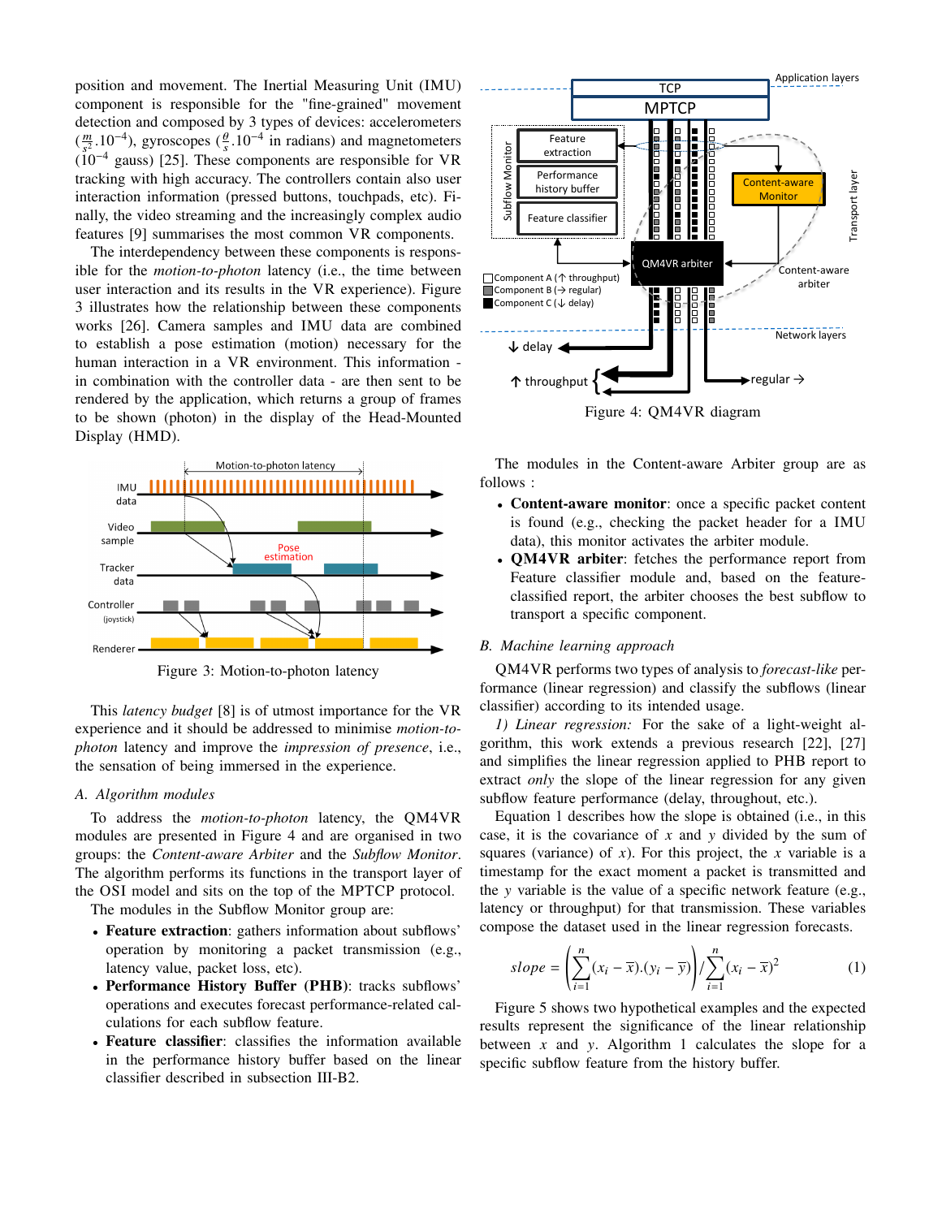position and movement. The Inertial Measuring Unit (IMU) component is responsible for the "fine-grained" movement detection and composed by 3 types of devices: accelerometers ($\frac{m}{s^2}.10^{-4}$), gyroscopes ($\frac{\theta}{s}.10^{-4}$ in radians) and magnetometers ($10^{-4}$ gauss) [25]. These components are responsible for VR tracking with high accuracy. The controllers contain also user interaction information (pressed buttons, touchpads, etc). Finally, the video streaming and the increasingly complex audio features [9] summarises the most common VR components.

The interdependency between these components is responsible for the *motion-to-photon* latency (i.e., the time between user interaction and its results in the VR experience). Figure 3 illustrates how the relationship between these components works [26]. Camera samples and IMU data are combined to establish a pose estimation (motion) necessary for the human interaction in a VR environment. This information - in combination with the controller data - are then sent to be rendered by the application, which returns a group of frames to be shown (photon) in the display of the Head-Mounted Display (HMD).

Figure 3: Motion-to-photon latency

This *latency budget* [8] is of utmost importance for the VR experience and it should be addressed to minimise *motion-to-photon* latency and improve the *impression of presence*, i.e., the sensation of being immersed in the experience.

### A. Algorithm modules

To address the *motion-to-photon* latency, the QM4VR modules are presented in Figure 4 and are organised in two groups: the *Content-aware Arbiter* and the *Subflow Monitor*. The algorithm performs its functions in the transport layer of the OSI model and sits on the top of the MPTCP protocol.

The modules in the Subflow Monitor group are:

- **Feature extraction**: gathers information about subflows' operation by monitoring a packet transmission (e.g., latency value, packet loss, etc).
- **Performance History Buffer (PHB)**: tracks subflows' operations and executes forecast performance-related calculations for each subflow feature.
- **Feature classifier**: classifies the information available in the performance history buffer based on the linear classifier described in subsection III-B2.

Figure 4: QM4VR diagram

The modules in the Content-aware Arbiter group are as follows :

- **Content-aware monitor**: once a specific packet content is found (e.g., checking the packet header for a IMU data), this monitor activates the arbiter module.
- **QM4VR arbiter**: fetches the performance report from Feature classifier module and, based on the feature-classified report, the arbiter chooses the best subflow to transport a specific component.

### B. Machine learning approach

QM4VR performs two types of analysis to *forecast-like* performance (linear regression) and classify the subflows (linear classifier) according to its intended usage.

*1) Linear regression:* For the sake of a light-weight algorithm, this work extends a previous research [22], [27] and simplifies the linear regression applied to PHB report to extract *only* the slope of the linear regression for any given subflow feature performance (delay, throughout, etc.).

Equation 1 describes how the slope is obtained (i.e., in this case, it is the covariance of $x$ and $y$ divided by the sum of squares (variance) of $x$). For this project, the $x$ variable is a timestamp for the exact moment a packet is transmitted and the $y$ variable is the value of a specific network feature (e.g., latency or throughput) for that transmission. These variables compose the dataset used in the linear regression forecasts.

$$slope = \left( \sum_{i=1}^{n} (x_i - \overline{x}).(y_i - \overline{y}) \right) / \sum_{i=1}^{n} (x_i - \overline{x})^2 \quad (1)$$

Figure 5 shows two hypothetical examples and the expected results represent the significance of the linear relationship between $x$ and $y$. Algorithm 1 calculates the slope for a specific subflow feature from the history buffer.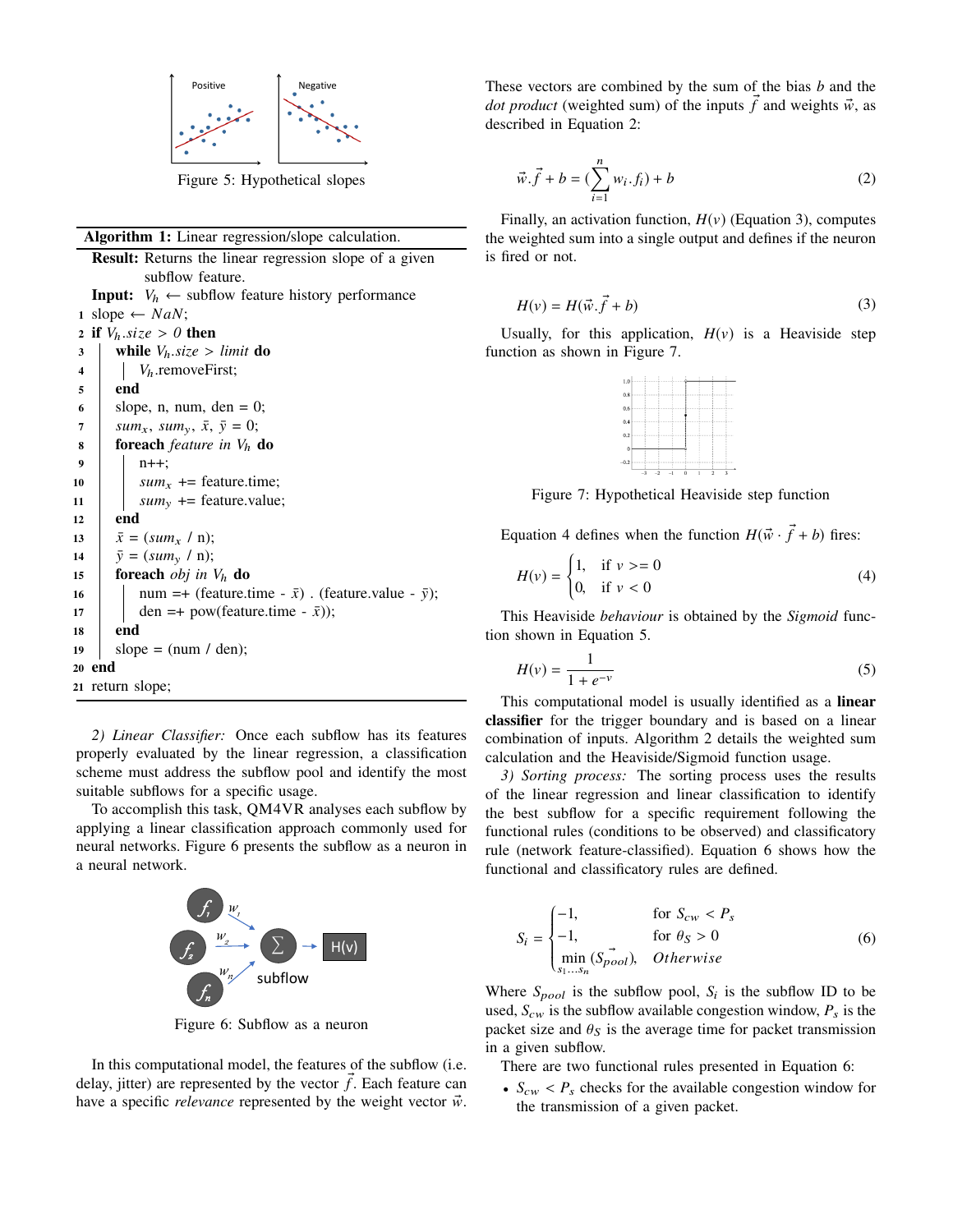Figure 5: Hypothetical slopes

**Algorithm 1:** Linear regression/slope calculation.

```
Result: Returns the linear regression slope of a given
        subflow feature.
Input:  V_h ← subflow feature history performance
1  slope ← NaN;
2  if V_h.size > 0 then
3      while V_h.size > limit do
4          V_h.removeFirst;
5      end
6      slope, n, num, den = 0;
7      sum_x, sum_y, x̄, ȳ = 0;
8      foreach feature in V_h do
9          n++;
10         sum_x += feature.time;
11         sum_y += feature.value;
12     end
13     x̄ = (sum_x / n);
14     ȳ = (sum_y / n);
15     foreach obj in V_h do
16         num =+ (feature.time - x̄) . (feature.value - ȳ);
17         den =+ pow(feature.time - x̄));
18     end
19     slope = (num / den);
20 end
21 return slope;
```

*2) Linear Classifier:* Once each subflow has its features properly evaluated by the linear regression, a classification scheme must address the subflow pool and identify the most suitable subflows for a specific usage.

To accomplish this task, QM4VR analyses each subflow by applying a linear classification approach commonly used for neural networks. Figure 6 presents the subflow as a neuron in a neural network.

Figure 6: Subflow as a neuron

In this computational model, the features of the subflow (i.e. delay, jitter) are represented by the vector $\vec{f}$. Each feature can have a specific *relevance* represented by the weight vector $\vec{w}$. These vectors are combined by the sum of the bias $b$ and the *dot product* (weighted sum) of the inputs $\vec{f}$ and weights $\vec{w}$, as described in Equation 2:

$$\vec{w}.\vec{f} + b = \left(\sum_{i=1}^{n} w_i . f_i\right) + b \tag{2}$$

Finally, an activation function, $H(v)$ (Equation 3), computes the weighted sum into a single output and defines if the neuron is fired or not.

$$H(v) = H(\vec{w}.\vec{f} + b) \tag{3}$$

Usually, for this application, $H(v)$ is a Heaviside step function as shown in Figure 7.

Figure 7: Hypothetical Heaviside step function

Equation 4 defines when the function $H(\vec{w} \cdot \vec{f} + b)$ fires:

$$H(v) = \begin{cases} 1, & \text{if } v >= 0 \\ 0, & \text{if } v < 0 \end{cases} \tag{4}$$

This Heaviside *behaviour* is obtained by the *Sigmoid* function shown in Equation 5.

$$H(v) = \frac{1}{1 + e^{-v}} \tag{5}$$

This computational model is usually identified as a **linear classifier** for the trigger boundary and is based on a linear combination of inputs. Algorithm 2 details the weighted sum calculation and the Heaviside/Sigmoid function usage.

*3) Sorting process:* The sorting process uses the results of the linear regression and linear classification to identify the best subflow for a specific requirement following the functional rules (conditions to be observed) and classificatory rule (network feature-classified). Equation 6 shows how the functional and classificatory rules are defined.

$$S_i = \begin{cases} -1, & \text{for } S_{cw} < P_s \\ -1, & \text{for } \theta_S > 0 \\ \min\limits_{s_1 \dots s_n} (\vec{S_{pool}}), & Otherwise \end{cases} \tag{6}$$

Where $S_{pool}$ is the subflow pool, $S_i$ is the subflow ID to be used, $S_{cw}$ is the subflow available congestion window, $P_s$ is the packet size and $\theta_S$ is the average time for packet transmission in a given subflow.

There are two functional rules presented in Equation 6:

- $S_{cw} < P_s$ checks for the available congestion window for the transmission of a given packet.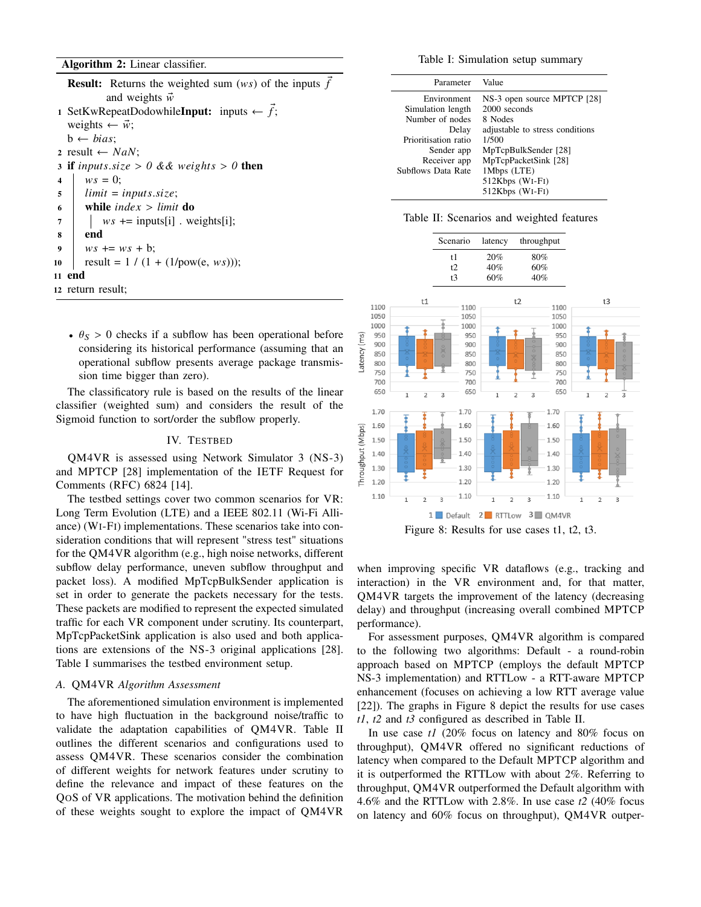**Algorithm 2:** Linear classifier.

```
Result: Returns the weighted sum (ws) of the inputs f⃗
        and weights w⃗
1  SetKwRepeatDodowhileInput: inputs ← f⃗;
   weights ← w⃗;
   b ← bias;
2  result ← NaN;
3  if inputs.size > 0 && weights > 0 then
4  |  ws = 0;
5  |  limit = inputs.size;
6  |  while index > limit do
7  |  |  ws += inputs[i] . weights[i];
8  |  end
9  |  ws += ws + b;
10 |  result = 1 / (1 + (1/pow(e, ws)));
11 end
12 return result;
```

- $\theta_S > 0$ checks if a subflow has been operational before considering its historical performance (assuming that an operational subflow presents average package transmission time bigger than zero).

The classificatory rule is based on the results of the linear classifier (weighted sum) and considers the result of the Sigmoid function to sort/order the subflow properly.

## IV. Testbed

QM4VR is assessed using Network Simulator 3 (NS-3) and MPTCP [28] implementation of the IETF Request for Comments (RFC) 6824 [14].

The testbed settings cover two common scenarios for VR: Long Term Evolution (LTE) and a IEEE 802.11 (Wi-Fi Alliance) (Wi-Fi) implementations. These scenarios take into consideration conditions that will represent "stress test" situations for the QM4VR algorithm (e.g., high noise networks, different subflow delay performance, uneven subflow throughput and packet loss). A modified MpTcpBulkSender application is set in order to generate the packets necessary for the tests. These packets are modified to represent the expected simulated traffic for each VR component under scrutiny. Its counterpart, MpTcpPacketSink application is also used and both applications are extensions of the NS-3 original applications [28]. Table I summarises the testbed environment setup.

### A. QM4VR *Algorithm Assessment*

The aforementioned simulation environment is implemented to have high fluctuation in the background noise/traffic to validate the adaptation capabilities of QM4VR. Table II outlines the different scenarios and configurations used to assess QM4VR. These scenarios consider the combination of different weights for network features under scrutiny to define the relevance and impact of these features on the QoS of VR applications. The motivation behind the definition of these weights sought to explore the impact of QM4VR when improving specific VR dataflows (e.g., tracking and interaction) in the VR environment and, for that matter, QM4VR targets the improvement of the latency (decreasing delay) and throughput (increasing overall combined MPTCP performance).

Table I: Simulation setup summary

| Parameter | Value |
|---|---|
| Environment | NS-3 open source MPTCP [28] |
| Simulation length | 2000 seconds |
| Number of nodes | 8 Nodes |
| Delay | adjustable to stress conditions |
| Prioritisation ratio | 1/500 |
| Sender app | MpTcpBulkSender [28] |
| Receiver app | MpTcpPacketSink [28] |
| Subflows Data Rate | 1Mbps (LTE) |
| | 512Kbps (Wi-Fi) |
| | 512Kbps (Wi-Fi) |

Table II: Scenarios and weighted features

| Scenario | latency | throughput |
|---|---|---|
| t1 | 20% | 80% |
| t2 | 40% | 60% |
| t3 | 60% | 40% |

Figure 8: Results for use cases t1, t2, t3.

For assessment purposes, QM4VR algorithm is compared to the following two algorithms: Default - a round-robin approach based on MPTCP (employs the default MPTCP NS-3 implementation) and RTTLow - a RTT-aware MPTCP enhancement (focuses on achieving a low RTT average value [22]). The graphs in Figure 8 depict the results for use cases *t1*, *t2* and *t3* configured as described in Table II.

In use case *t1* (20% focus on latency and 80% focus on throughput), QM4VR offered no significant reductions of latency when compared to the Default MPTCP algorithm and it is outperformed the RTTLow with about 2%. Referring to throughput, QM4VR outperformed the Default algorithm with 4.6% and the RTTLow with 2.8%. In use case *t2* (40% focus on latency and 60% focus on throughput), QM4VR outper-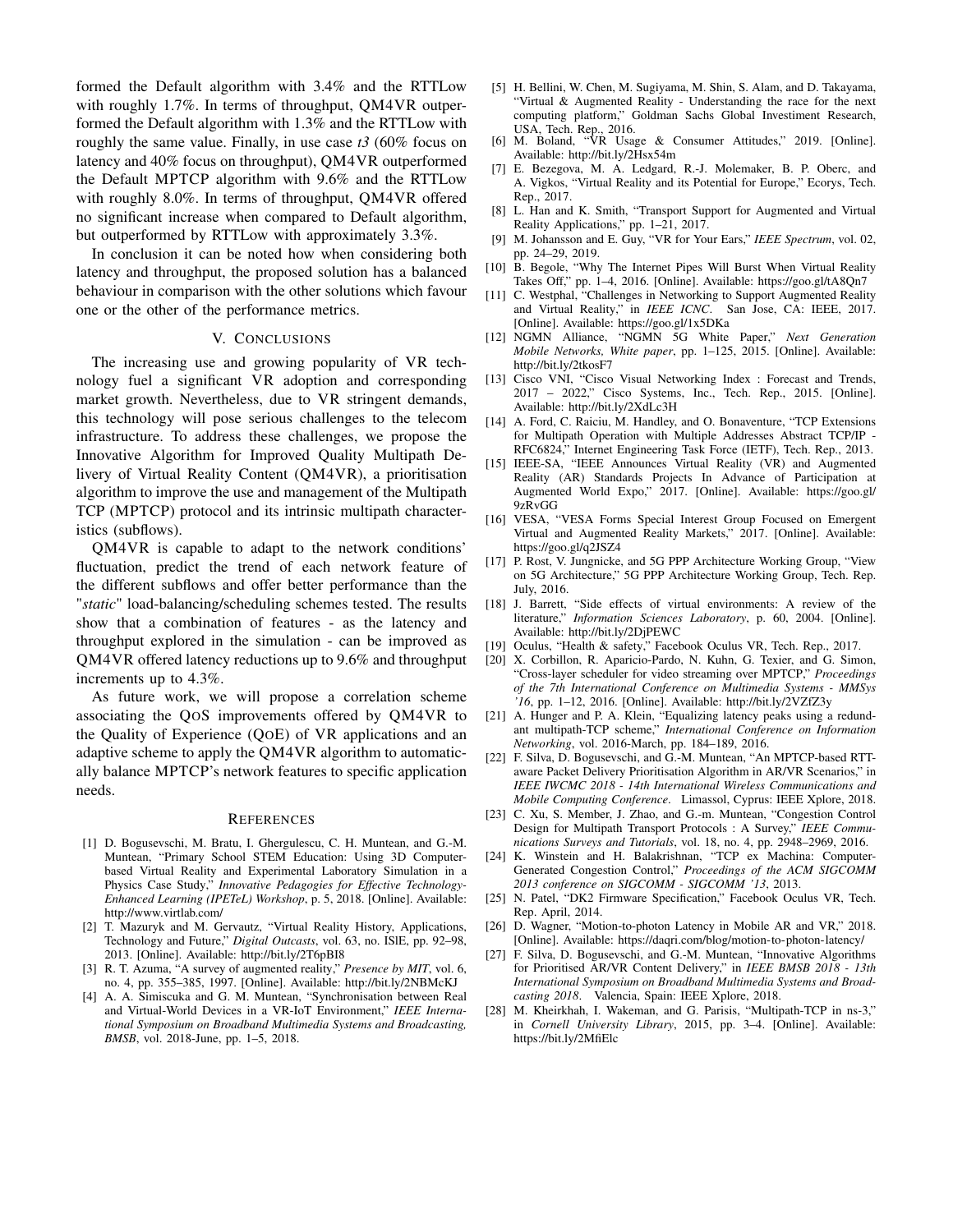formed the Default algorithm with 3.4% and the RTTLow with roughly 1.7%. In terms of throughput, QM4VR outperformed the Default algorithm with 1.3% and the RTTLow with roughly the same value. Finally, in use case *t3* (60% focus on latency and 40% focus on throughput), QM4VR outperformed the Default MPTCP algorithm with 9.6% and the RTTLow with roughly 8.0%. In terms of throughput, QM4VR offered no significant increase when compared to Default algorithm, but outperformed by RTTLow with approximately 3.3%.

In conclusion it can be noted how when considering both latency and throughput, the proposed solution has a balanced behaviour in comparison with the other solutions which favour one or the other of the performance metrics.

## V. Conclusions

The increasing use and growing popularity of VR technology fuel a significant VR adoption and corresponding market growth. Nevertheless, due to VR stringent demands, this technology will pose serious challenges to the telecom infrastructure. To address these challenges, we propose the Innovative Algorithm for Improved Quality Multipath Delivery of Virtual Reality Content (QM4VR), a prioritisation algorithm to improve the use and management of the Multipath TCP (MPTCP) protocol and its intrinsic multipath characteristics (subflows).

QM4VR is capable to adapt to the network conditions' fluctuation, predict the trend of each network feature of the different subflows and offer better performance than the "*static*" load-balancing/scheduling schemes tested. The results show that a combination of features - as the latency and throughput explored in the simulation - can be improved as QM4VR offered latency reductions up to 9.6% and throughput increments up to 4.3%.

As future work, we will propose a correlation scheme associating the QoS improvements offered by QM4VR to the Quality of Experience (QoE) of VR applications and an adaptive scheme to apply the QM4VR algorithm to automatically balance MPTCP's network features to specific application needs.

## References

[1] D. Bogusevschi, M. Bratu, I. Ghergulescu, C. H. Muntean, and G.-M. Muntean, "Primary School STEM Education: Using 3D Computer-based Virtual Reality and Experimental Laboratory Simulation in a Physics Case Study," *Innovative Pedagogies for Effective Technology-Enhanced Learning (IPETeL) Workshop*, p. 5, 2018. [Online]. Available: http://www.virtlab.com/

[2] T. Mazuryk and M. Gervautz, "Virtual Reality History, Applications, Technology and Future," *Digital Outcasts*, vol. 63, no. ISlE, pp. 92–98, 2013. [Online]. Available: http://bit.ly/2T6pBI8

[3] R. T. Azuma, "A survey of augmented reality," *Presence by MIT*, vol. 6, no. 4, pp. 355–385, 1997. [Online]. Available: http://bit.ly/2NBMcKJ

[4] A. A. Simiscuka and G. M. Muntean, "Synchronisation between Real and Virtual-World Devices in a VR-IoT Environment," *IEEE International Symposium on Broadband Multimedia Systems and Broadcasting, BMSB*, vol. 2018-June, pp. 1–5, 2018.

[5] H. Bellini, W. Chen, M. Sugiyama, M. Shin, S. Alam, and D. Takayama, "Virtual & Augmented Reality - Understanding the race for the next computing platform," Goldman Sachs Global Investiment Research, USA, Tech. Rep., 2016.

[6] M. Boland, "VR Usage & Consumer Attitudes," 2019. [Online]. Available: http://bit.ly/2Hsx54m

[7] E. Bezegova, M. A. Ledgard, R.-J. Molemaker, B. P. Oberc, and A. Vigkos, "Virtual Reality and its Potential for Europe," Ecorys, Tech. Rep., 2017.

[8] L. Han and K. Smith, "Transport Support for Augmented and Virtual Reality Applications," pp. 1–21, 2017.

[9] M. Johansson and E. Guy, "VR for Your Ears," *IEEE Spectrum*, vol. 02, pp. 24–29, 2019.

[10] B. Begole, "Why The Internet Pipes Will Burst When Virtual Reality Takes Off," pp. 1–4, 2016. [Online]. Available: https://goo.gl/tA8Qn7

[11] C. Westphal, "Challenges in Networking to Support Augmented Reality and Virtual Reality," in *IEEE ICNC*. San Jose, CA: IEEE, 2017. [Online]. Available: https://goo.gl/1x5DKa

[12] NGMN Alliance, "NGMN 5G White Paper," *Next Generation Mobile Networks, White paper*, pp. 1–125, 2015. [Online]. Available: http://bit.ly/2tkosF7

[13] Cisco VNI, "Cisco Visual Networking Index : Forecast and Trends, 2017 – 2022," Cisco Systems, Inc., Tech. Rep., 2015. [Online]. Available: http://bit.ly/2XdLc3H

[14] A. Ford, C. Raiciu, M. Handley, and O. Bonaventure, "TCP Extensions for Multipath Operation with Multiple Addresses Abstract TCP/IP - RFC6824," Internet Engineering Task Force (IETF), Tech. Rep., 2013.

[15] IEEE-SA, "IEEE Announces Virtual Reality (VR) and Augmented Reality (AR) Standards Projects In Advance of Participation at Augmented World Expo," 2017. [Online]. Available: https://goo.gl/9zRvGG

[16] VESA, "VESA Forms Special Interest Group Focused on Emergent Virtual and Augmented Reality Markets," 2017. [Online]. Available: https://goo.gl/q2JSZ4

[17] P. Rost, V. Jungnicke, and 5G PPP Architecture Working Group, "View on 5G Architecture," 5G PPP Architecture Working Group, Tech. Rep. July, 2016.

[18] J. Barrett, "Side effects of virtual environments: A review of the literature," *Information Sciences Laboratory*, p. 60, 2004. [Online]. Available: http://bit.ly/2DjPEWC

[19] Oculus, "Health & safety," Facebook Oculus VR, Tech. Rep., 2017.

[20] X. Corbillon, R. Aparicio-Pardo, N. Kuhn, G. Texier, and G. Simon, "Cross-layer scheduler for video streaming over MPTCP," *Proceedings of the 7th International Conference on Multimedia Systems - MMSys '16*, pp. 1–12, 2016. [Online]. Available: http://bit.ly/2VZfZ3y

[21] A. Hunger and P. A. Klein, "Equalizing latency peaks using a redundant multipath-TCP scheme," *International Conference on Information Networking*, vol. 2016-March, pp. 184–189, 2016.

[22] F. Silva, D. Bogusevschi, and G.-M. Muntean, "An MPTCP-based RTT-aware Packet Delivery Prioritisation Algorithm in AR/VR Scenarios," in *IEEE IWCMC 2018 - 14th International Wireless Communications and Mobile Computing Conference*. Limassol, Cyprus: IEEE Xplore, 2018.

[23] C. Xu, S. Member, J. Zhao, and G.-m. Muntean, "Congestion Control Design for Multipath Transport Protocols : A Survey," *IEEE Communications Surveys and Tutorials*, vol. 18, no. 4, pp. 2948–2969, 2016.

[24] K. Winstein and H. Balakrishnan, "TCP ex Machina: Computer-Generated Congestion Control," *Proceedings of the ACM SIGCOMM 2013 conference on SIGCOMM - SIGCOMM '13*, 2013.

[25] N. Patel, "DK2 Firmware Specification," Facebook Oculus VR, Tech. Rep. April, 2014.

[26] D. Wagner, "Motion-to-photon Latency in Mobile AR and VR," 2018. [Online]. Available: https://daqri.com/blog/motion-to-photon-latency/

[27] F. Silva, D. Bogusevschi, and G.-M. Muntean, "Innovative Algorithms for Prioritised AR/VR Content Delivery," in *IEEE BMSB 2018 - 13th International Symposium on Broadband Multimedia Systems and Broadcasting 2018*. Valencia, Spain: IEEE Xplore, 2018.

[28] M. Kheirkhah, I. Wakeman, and G. Parisis, "Multipath-TCP in ns-3," in *Cornell University Library*, 2015, pp. 3–4. [Online]. Available: https://bit.ly/2MfiElc